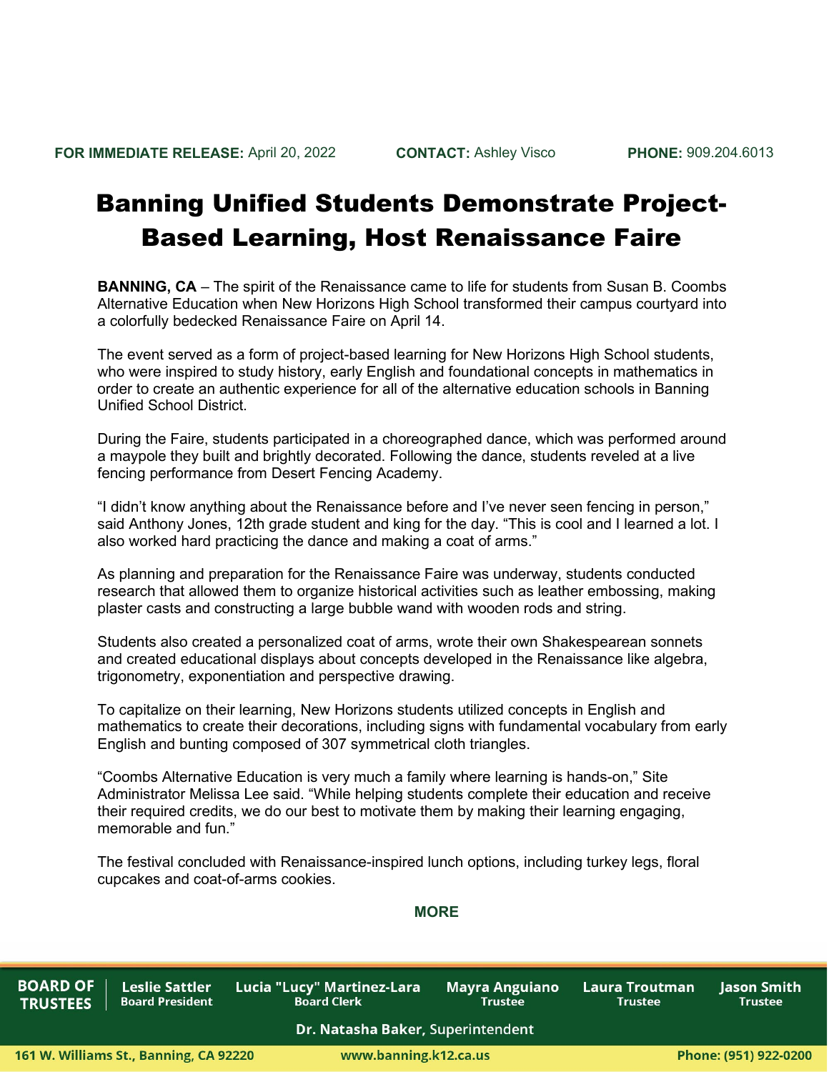**FOR IMMEDIATE RELEASE:** April 20, 2022 **CONTACT:** Ashley Visco **PHONE:** 909.204.6013

# Banning Unified Students Demonstrate Project-Based Learning, Host Renaissance Faire

**BANNING, CA** – The spirit of the Renaissance came to life for students from Susan B. Coombs Alternative Education when New Horizons High School transformed their campus courtyard into a colorfully bedecked Renaissance Faire on April 14.

The event served as a form of project-based learning for New Horizons High School students, who were inspired to study history, early English and foundational concepts in mathematics in order to create an authentic experience for all of the alternative education schools in Banning Unified School District.

During the Faire, students participated in a choreographed dance, which was performed around a maypole they built and brightly decorated. Following the dance, students reveled at a live fencing performance from Desert Fencing Academy.

"I didn't know anything about the Renaissance before and I've never seen fencing in person," said Anthony Jones, 12th grade student and king for the day. "This is cool and I learned a lot. I also worked hard practicing the dance and making a coat of arms."

As planning and preparation for the Renaissance Faire was underway, students conducted research that allowed them to organize historical activities such as leather embossing, making plaster casts and constructing a large bubble wand with wooden rods and string.

Students also created a personalized coat of arms, wrote their own Shakespearean sonnets and created educational displays about concepts developed in the Renaissance like algebra, trigonometry, exponentiation and perspective drawing.

To capitalize on their learning, New Horizons students utilized concepts in English and mathematics to create their decorations, including signs with fundamental vocabulary from early English and bunting composed of 307 symmetrical cloth triangles.

"Coombs Alternative Education is very much a family where learning is hands-on," Site Administrator Melissa Lee said. "While helping students complete their education and receive their required credits, we do our best to motivate them by making their learning engaging, memorable and fun."

The festival concluded with Renaissance-inspired lunch options, including turkey legs, floral cupcakes and coat-of-arms cookies.

**MORE**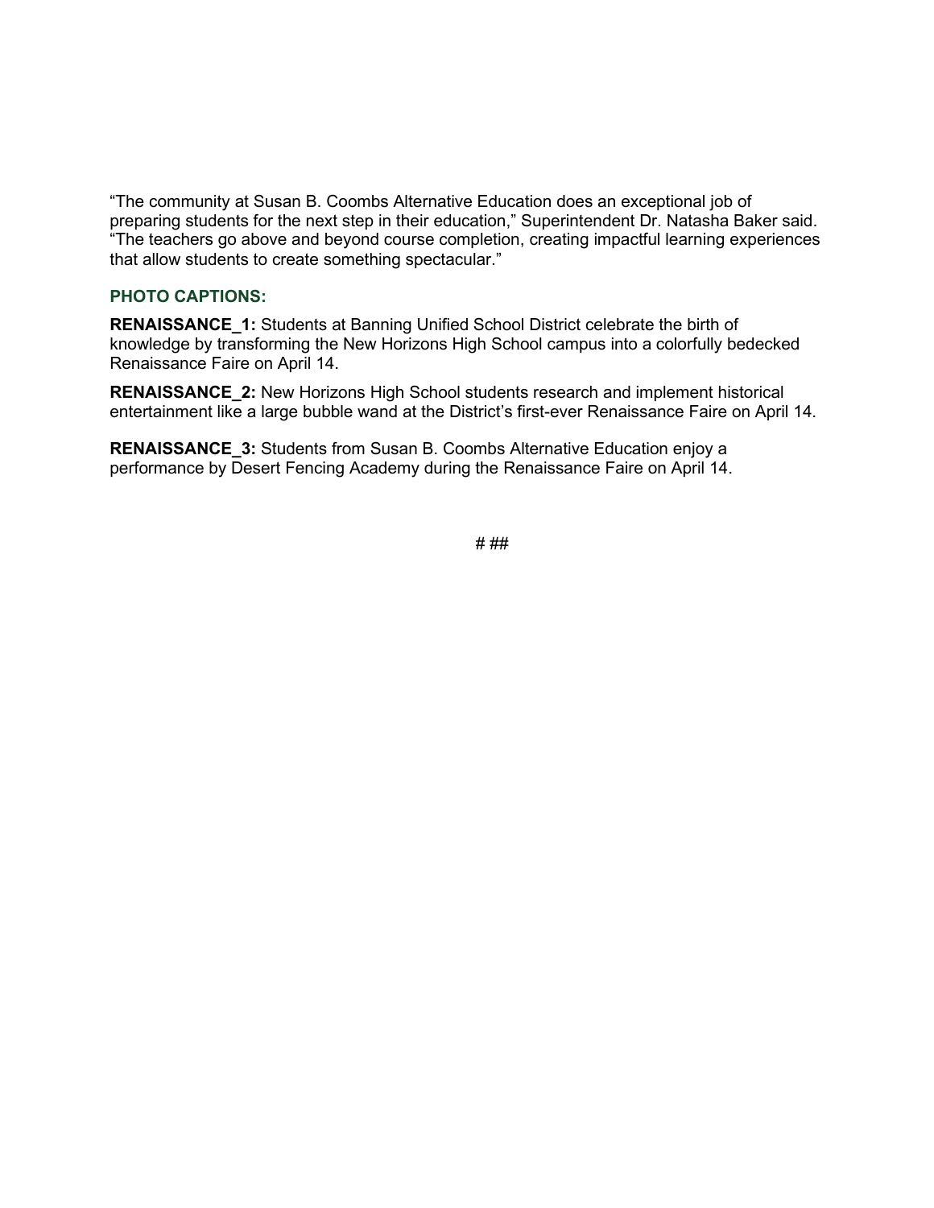"The community at Susan B. Coombs Alternative Education does an exceptional job of preparing students for the next step in their education," Superintendent Dr. Natasha Baker said. "The teachers go above and beyond course completion, creating impactful learning experiences that allow students to create something spectacular."

**PHOTO CAPTIONS:**

**RENAISSANCE_1:** Students at Banning Unified School District celebrate the birth of knowledge by transforming the New Horizons High School campus into a colorfully bedecked Renaissance Faire on April 14.

**RENAISSANCE_2:** New Horizons High School students research and implement historical entertainment like a large bubble wand at the District's first-ever Renaissance Faire on April 14.

**RENAISSANCE_3:** Students from Susan B. Coombs Alternative Education enjoy a performance by Desert Fencing Academy during the Renaissance Faire on April 14.

# ##